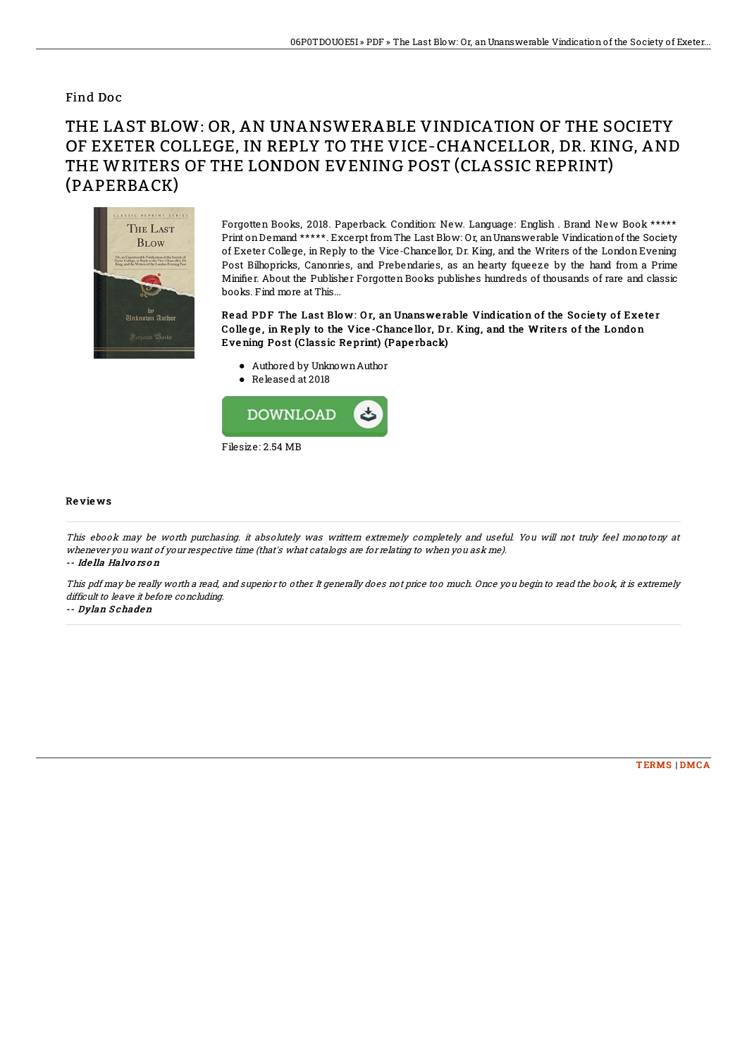Find Doc

# THE LAST BLOW: OR, AN UNANSWERABLE VINDICATION OF THE SOCIETY OF EXETER COLLEGE, IN REPLY TO THE VICE-CHANCELLOR, DR. KING, AND THE WRITERS OF THE LONDON EVENING POST (CLASSIC REPRINT) (PAPERBACK)

Forgotten Books, 2018. Paperback. Condition: New. Language: English . Brand New Book ***** Print on Demand *****. Excerpt from The Last Blow: Or, an Unanswerable Vindication of the Society of Exeter College, in Reply to the Vice-Chancellor, Dr. King, and the Writers of the London Evening Post Bilhopricks, Canonries, and Prebendaries, as an hearty fqueeze by the hand from a Prime Minifier. About the Publisher Forgotten Books publishes hundreds of thousands of rare and classic books. Find more at This...

**Read PDF The Last Blow: Or, an Unanswerable Vindication of the Society of Exeter College, in Reply to the Vice-Chancellor, Dr. King, and the Writers of the London Evening Post (Classic Reprint) (Paperback)**

- Authored by Unknown Author
- Released at 2018

DOWNLOAD

Filesize: 2.54 MB

## Reviews

*This ebook may be worth purchasing. it absolutely was writtern extremely completely and useful. You will not truly feel monotony at whenever you want of your respective time (that's what catalogs are for relating to when you ask me).*

-- *Idella Halvorson*

*This pdf may be really worth a read, and superior to other. It generally does not price too much. Once you begin to read the book, it is extremely difficult to leave it before concluding.*

-- *Dylan Schaden*

TERMS | DMCA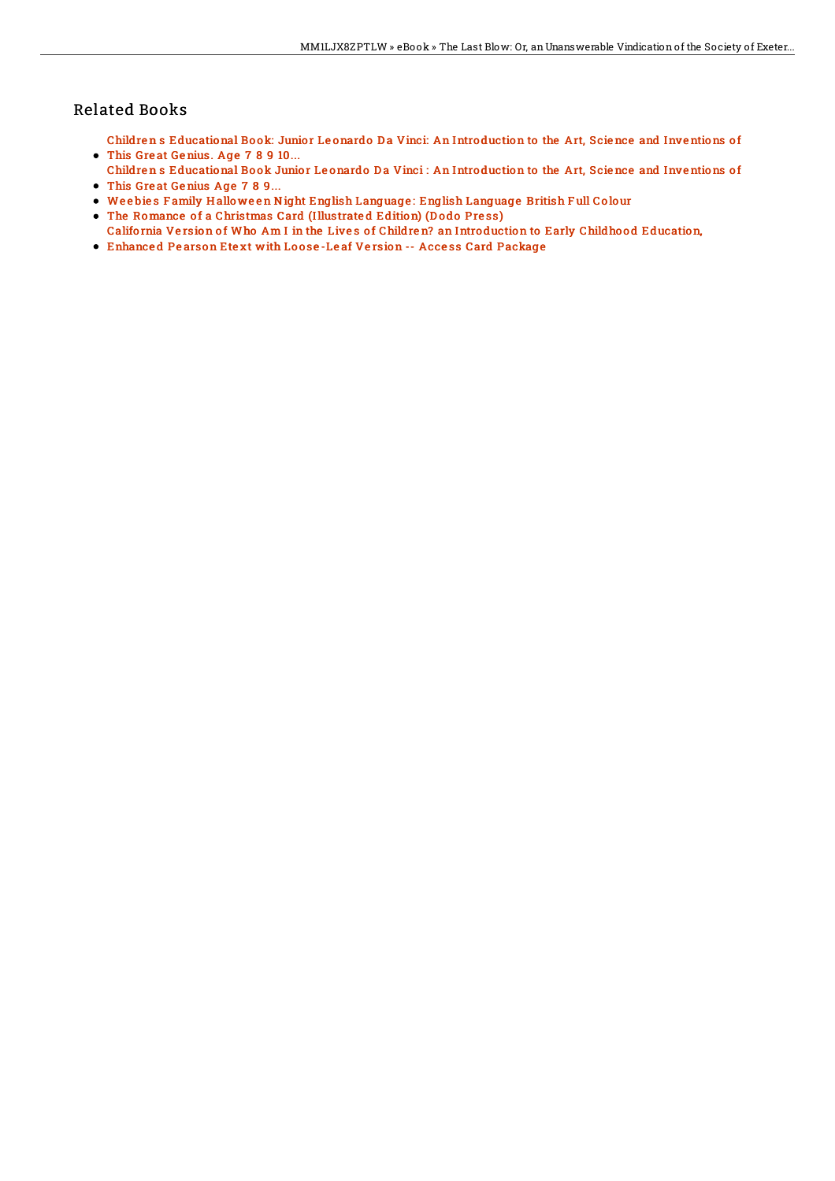## Related Books

- Children s Educational Book: Junior Leonardo Da Vinci: An Introduction to the Art, Science and Inventions of This Great Genius. Age 7 8 9 10...
- Children s Educational Book Junior Leonardo Da Vinci : An Introduction to the Art, Science and Inventions of This Great Genius Age 7 8 9...
- Weebies Family Halloween Night English Language: English Language British Full Colour
- The Romance of a Christmas Card (Illustrated Edition) (Dodo Press)
- California Version of Who Am I in the Lives of Children? an Introduction to Early Childhood Education, Enhanced Pearson Etext with Loose-Leaf Version -- Access Card Package